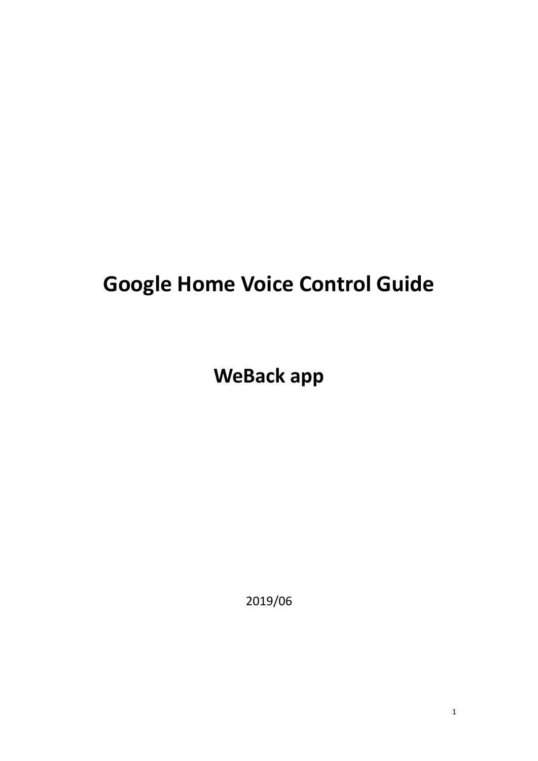# Google Home Voice Control Guide

## WeBack app

2019/06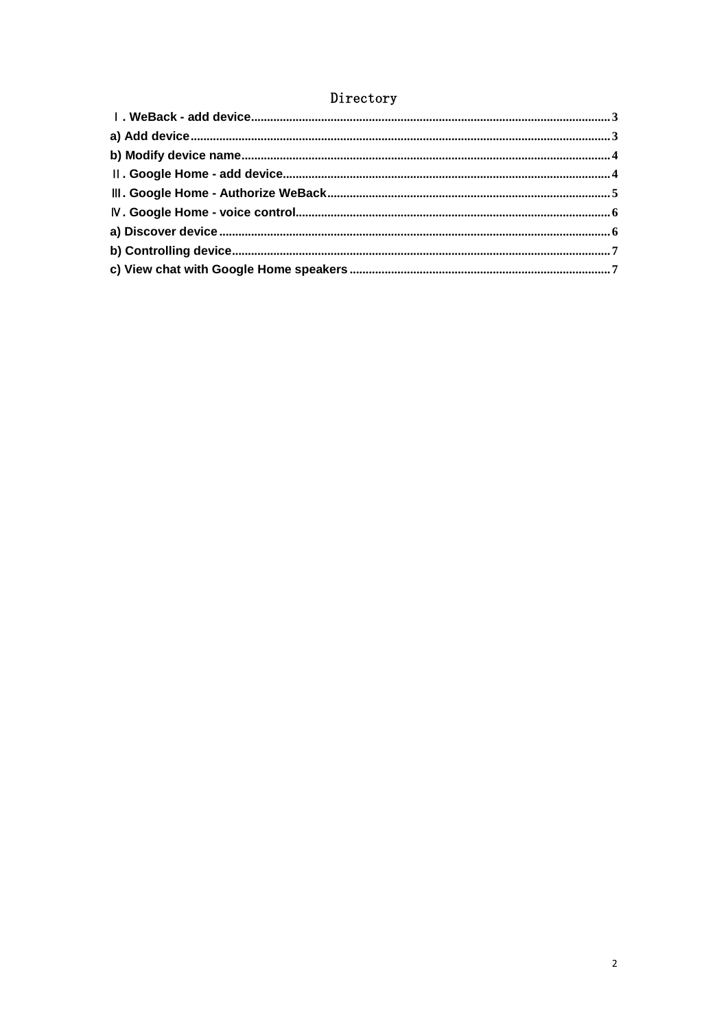# Directory

Ⅰ. WeBack - add device......3

a) Add device......3

b) Modify device name......4

Ⅱ. Google Home - add device......4

Ⅲ. Google Home - Authorize WeBack......5

Ⅳ. Google Home - voice control......6

a) Discover device......6

b) Controlling device......7

c) View chat with Google Home speakers......7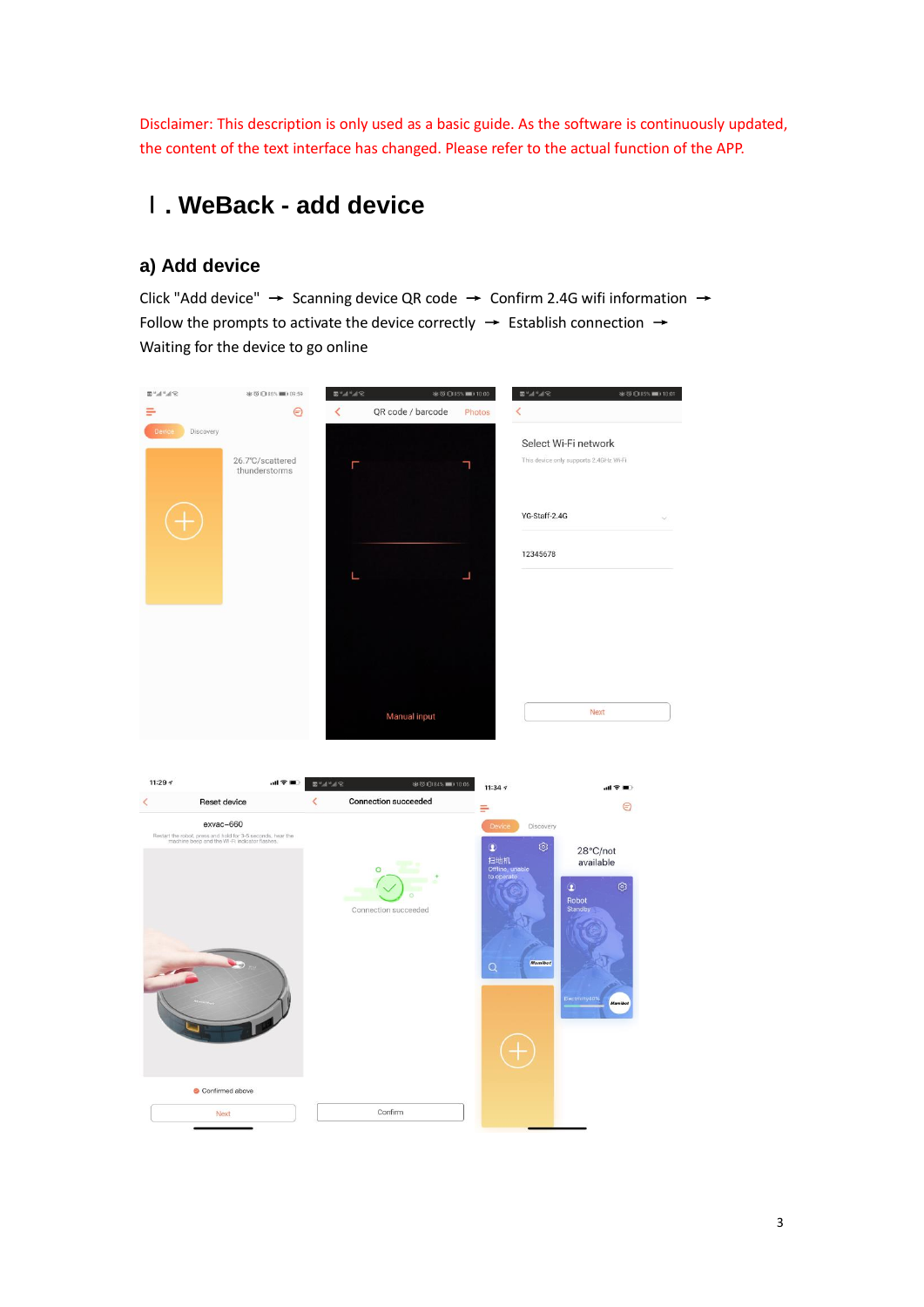Disclaimer: This description is only used as a basic guide. As the software is continuously updated, the content of the text interface has changed. Please refer to the actual function of the APP.

# Ⅰ. WeBack - add device

## a) Add device

Click "Add device" → Scanning device QR code → Confirm 2.4G wifi information → Follow the prompts to activate the device correctly → Establish connection → Waiting for the device to go online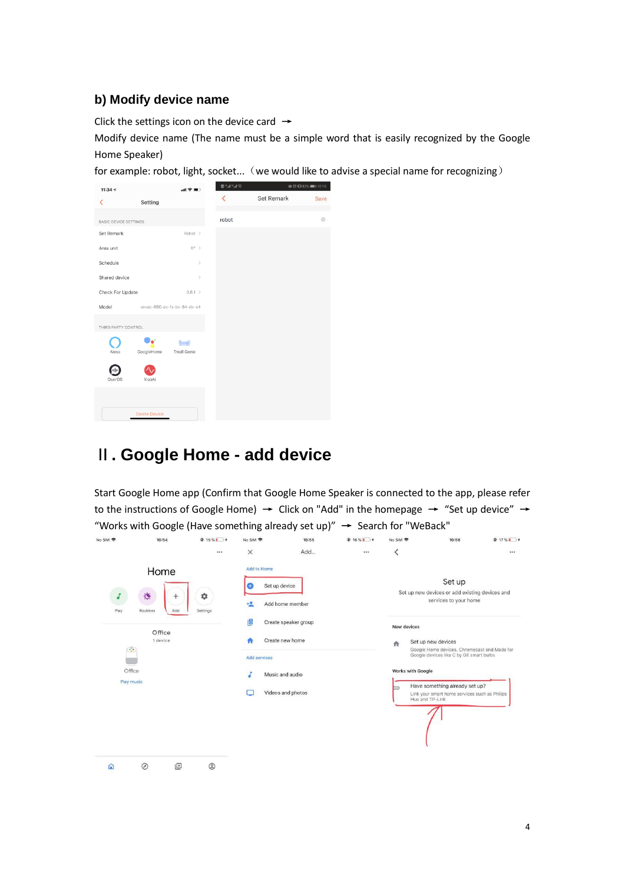## b) Modify device name

Click the settings icon on the device card →

Modify device name (The name must be a simple word that is easily recognized by the Google Home Speaker)

for example: robot, light, socket...（we would like to advise a special name for recognizing）

# Ⅱ. Google Home - add device

Start Google Home app (Confirm that Google Home Speaker is connected to the app, please refer to the instructions of Google Home) → Click on "Add" in the homepage → “Set up device” → “Works with Google (Have something already set up)” → Search for "WeBack"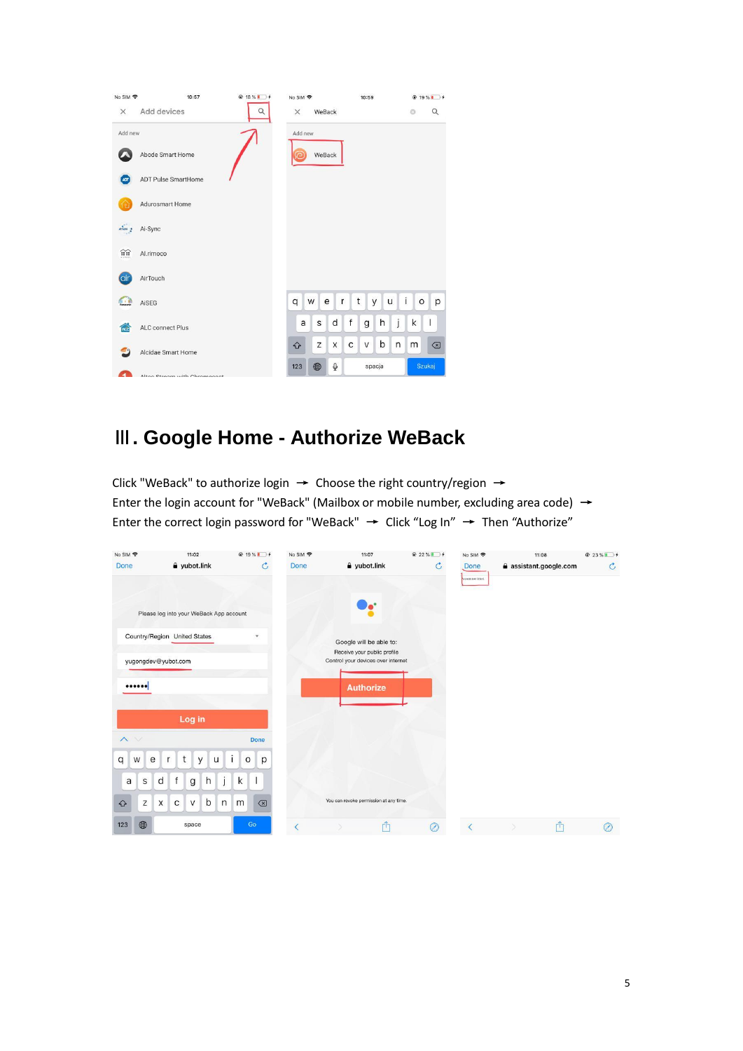## Ⅲ. Google Home - Authorize WeBack

Click "WeBack" to authorize login → Choose the right country/region → Enter the login account for "WeBack" (Mailbox or mobile number, excluding area code) → Enter the correct login password for "WeBack" → Click “Log In” → Then “Authorize”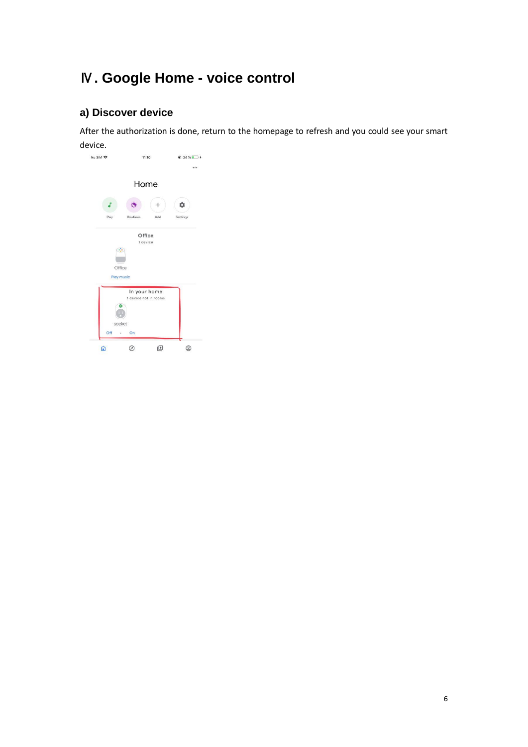# Ⅳ. Google Home - voice control

## a) Discover device

After the authorization is done, return to the homepage to refresh and you could see your smart device.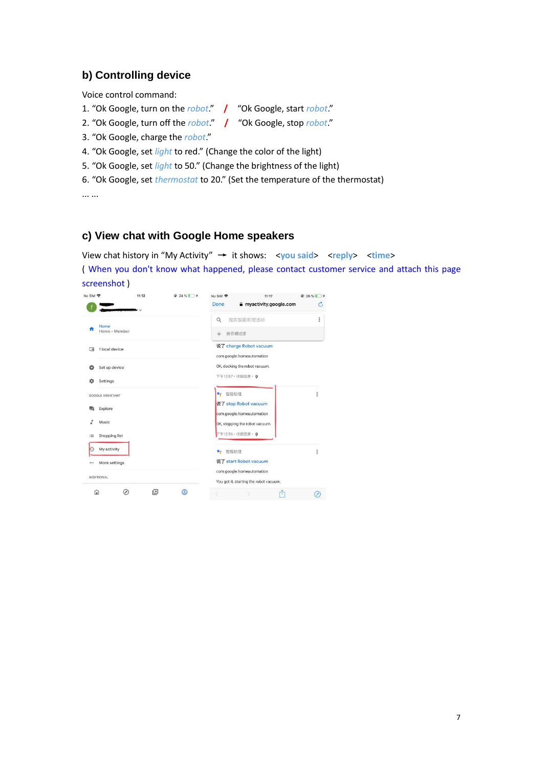### b) Controlling device

Voice control command:

1. "Ok Google, turn on the *robot*." / "Ok Google, start *robot*."
2. "Ok Google, turn off the *robot*." / "Ok Google, stop *robot*."
3. "Ok Google, charge the *robot*."
4. "Ok Google, set *light* to red." (Change the color of the light)
5. "Ok Google, set *light* to 50." (Change the brightness of the light)
6. "Ok Google, set *thermostat* to 20." (Set the temperature of the thermostat)

... ...

### c) View chat with Google Home speakers

View chat history in "My Activity" → it shows: <**you said**> <**reply**> <**time**>

( When you don't know what happened, please contact customer service and attach this page screenshot )